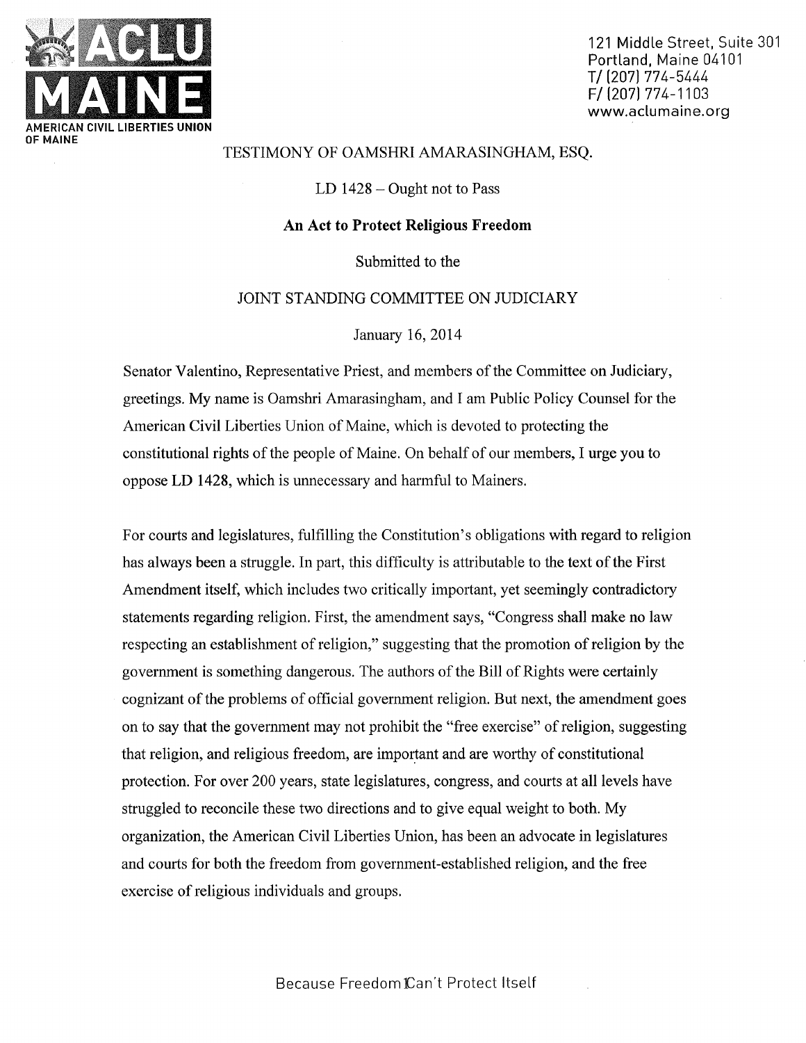**ACLU MAINE**
**AMERICAN CIVIL LIBERTIES UNION OF MAINE**

121 Middle Street, Suite 301
Portland, Maine 04101
T/ (207) 774-5444
F/ (207) 774-1103
www.aclumaine.org

TESTIMONY OF OAMSHRI AMARASINGHAM, ESQ.

LD 1428 – Ought not to Pass

**An Act to Protect Religious Freedom**

Submitted to the

JOINT STANDING COMMITTEE ON JUDICIARY

January 16, 2014

Senator Valentino, Representative Priest, and members of the Committee on Judiciary, greetings. My name is Oamshri Amarasingham, and I am Public Policy Counsel for the American Civil Liberties Union of Maine, which is devoted to protecting the constitutional rights of the people of Maine. On behalf of our members, I urge you to oppose LD 1428, which is unnecessary and harmful to Mainers.

For courts and legislatures, fulfilling the Constitution's obligations with regard to religion has always been a struggle. In part, this difficulty is attributable to the text of the First Amendment itself, which includes two critically important, yet seemingly contradictory statements regarding religion. First, the amendment says, "Congress shall make no law respecting an establishment of religion," suggesting that the promotion of religion by the government is something dangerous. The authors of the Bill of Rights were certainly cognizant of the problems of official government religion. But next, the amendment goes on to say that the government may not prohibit the "free exercise" of religion, suggesting that religion, and religious freedom, are important and are worthy of constitutional protection. For over 200 years, state legislatures, congress, and courts at all levels have struggled to reconcile these two directions and to give equal weight to both. My organization, the American Civil Liberties Union, has been an advocate in legislatures and courts for both the freedom from government-established religion, and the free exercise of religious individuals and groups.

Because Freedom Can't Protect Itself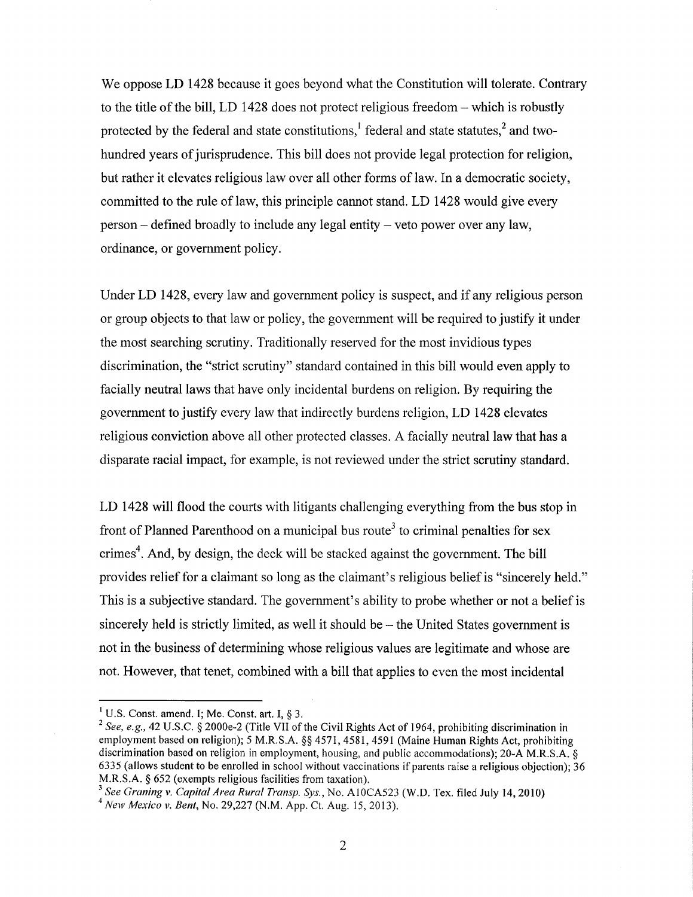We oppose LD 1428 because it goes beyond what the Constitution will tolerate. Contrary to the title of the bill, LD 1428 does not protect religious freedom – which is robustly protected by the federal and state constitutions,[1] federal and state statutes,[2] and two-hundred years of jurisprudence. This bill does not provide legal protection for religion, but rather it elevates religious law over all other forms of law. In a democratic society, committed to the rule of law, this principle cannot stand. LD 1428 would give every person – defined broadly to include any legal entity – veto power over any law, ordinance, or government policy.

Under LD 1428, every law and government policy is suspect, and if any religious person or group objects to that law or policy, the government will be required to justify it under the most searching scrutiny. Traditionally reserved for the most invidious types discrimination, the "strict scrutiny" standard contained in this bill would even apply to facially neutral laws that have only incidental burdens on religion. By requiring the government to justify every law that indirectly burdens religion, LD 1428 elevates religious conviction above all other protected classes. A facially neutral law that has a disparate racial impact, for example, is not reviewed under the strict scrutiny standard.

LD 1428 will flood the courts with litigants challenging everything from the bus stop in front of Planned Parenthood on a municipal bus route[3] to criminal penalties for sex crimes[4]. And, by design, the deck will be stacked against the government. The bill provides relief for a claimant so long as the claimant's religious belief is "sincerely held." This is a subjective standard. The government's ability to probe whether or not a belief is sincerely held is strictly limited, as well it should be – the United States government is not in the business of determining whose religious values are legitimate and whose are not. However, that tenet, combined with a bill that applies to even the most incidental

---

[1] U.S. Const. amend. I; Me. Const. art. I, § 3.

[2] *See, e.g.*, 42 U.S.C. § 2000e-2 (Title VII of the Civil Rights Act of 1964, prohibiting discrimination in employment based on religion); 5 M.R.S.A. §§ 4571, 4581, 4591 (Maine Human Rights Act, prohibiting discrimination based on religion in employment, housing, and public accommodations); 20-A M.R.S.A. § 6335 (allows student to be enrolled in school without vaccinations if parents raise a religious objection); 36 M.R.S.A. § 652 (exempts religious facilities from taxation).

[3] *See Graning v. Capital Area Rural Transp. Sys.*, No. A10CA523 (W.D. Tex. filed July 14, 2010)

[4] *New Mexico v. Bent*, No. 29,227 (N.M. App. Ct. Aug. 15, 2013).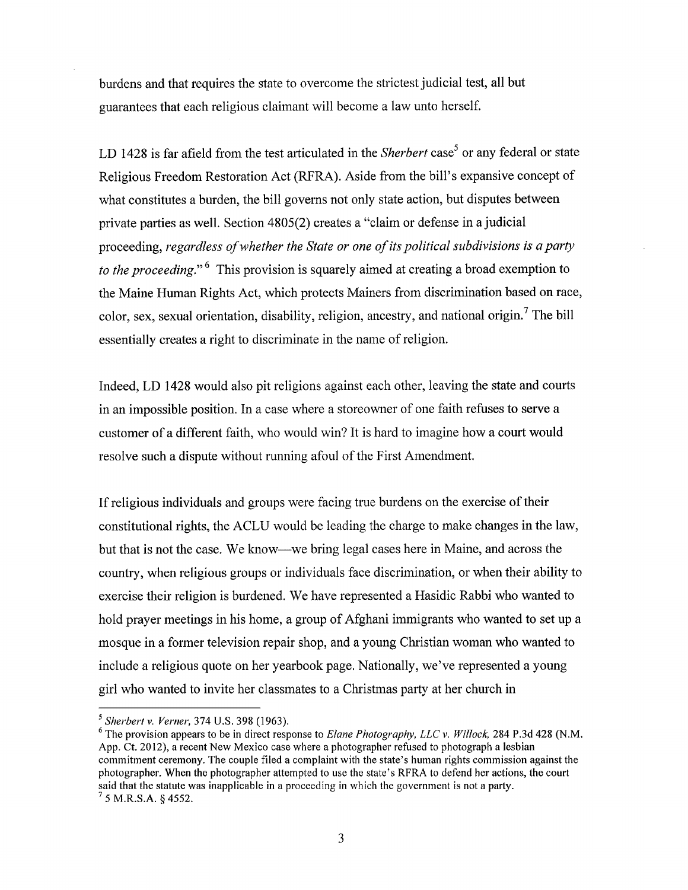burdens and that requires the state to overcome the strictest judicial test, all but guarantees that each religious claimant will become a law unto herself.

LD 1428 is far afield from the test articulated in the *Sherbert* case[5] or any federal or state Religious Freedom Restoration Act (RFRA). Aside from the bill's expansive concept of what constitutes a burden, the bill governs not only state action, but disputes between private parties as well. Section 4805(2) creates a "claim or defense in a judicial proceeding, *regardless of whether the State or one of its political subdivisions is a party to the proceeding*."[6] This provision is squarely aimed at creating a broad exemption to the Maine Human Rights Act, which protects Mainers from discrimination based on race, color, sex, sexual orientation, disability, religion, ancestry, and national origin.[7] The bill essentially creates a right to discriminate in the name of religion.

Indeed, LD 1428 would also pit religions against each other, leaving the state and courts in an impossible position. In a case where a storeowner of one faith refuses to serve a customer of a different faith, who would win? It is hard to imagine how a court would resolve such a dispute without running afoul of the First Amendment.

If religious individuals and groups were facing true burdens on the exercise of their constitutional rights, the ACLU would be leading the charge to make changes in the law, but that is not the case. We know—we bring legal cases here in Maine, and across the country, when religious groups or individuals face discrimination, or when their ability to exercise their religion is burdened. We have represented a Hasidic Rabbi who wanted to hold prayer meetings in his home, a group of Afghani immigrants who wanted to set up a mosque in a former television repair shop, and a young Christian woman who wanted to include a religious quote on her yearbook page. Nationally, we've represented a young girl who wanted to invite her classmates to a Christmas party at her church in

---

[5] *Sherbert v. Verner*, 374 U.S. 398 (1963).

[6] The provision appears to be in direct response to *Elane Photography, LLC v. Willock*, 284 P.3d 428 (N.M. App. Ct. 2012), a recent New Mexico case where a photographer refused to photograph a lesbian commitment ceremony. The couple filed a complaint with the state's human rights commission against the photographer. When the photographer attempted to use the state's RFRA to defend her actions, the court said that the statute was inapplicable in a proceeding in which the government is not a party.

[7] 5 M.R.S.A. § 4552.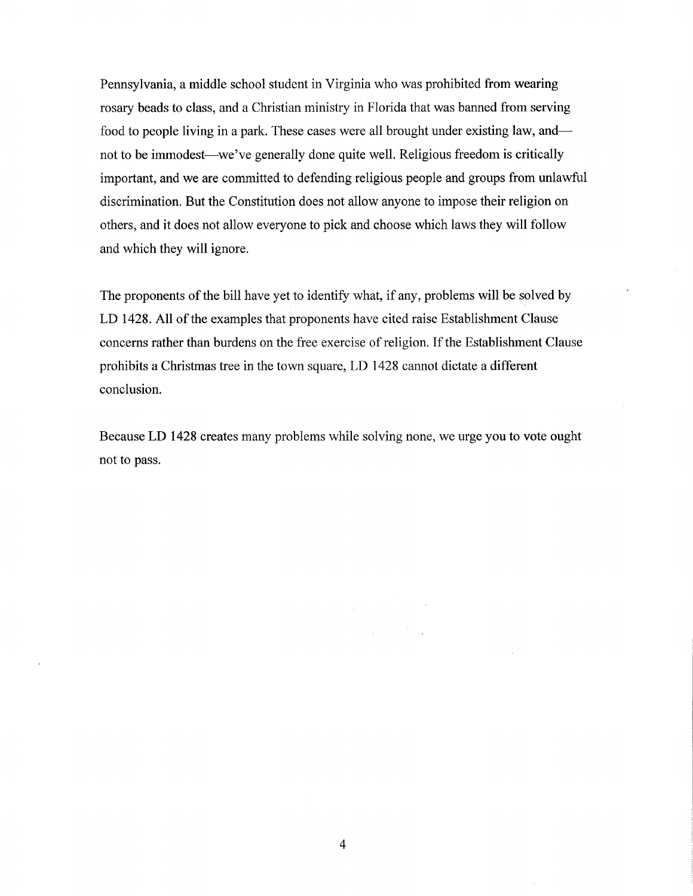Pennsylvania, a middle school student in Virginia who was prohibited from wearing rosary beads to class, and a Christian ministry in Florida that was banned from serving food to people living in a park. These cases were all brought under existing law, and—not to be immodest—we've generally done quite well. Religious freedom is critically important, and we are committed to defending religious people and groups from unlawful discrimination. But the Constitution does not allow anyone to impose their religion on others, and it does not allow everyone to pick and choose which laws they will follow and which they will ignore.

The proponents of the bill have yet to identify what, if any, problems will be solved by LD 1428. All of the examples that proponents have cited raise Establishment Clause concerns rather than burdens on the free exercise of religion. If the Establishment Clause prohibits a Christmas tree in the town square, LD 1428 cannot dictate a different conclusion.

Because LD 1428 creates many problems while solving none, we urge you to vote ought not to pass.